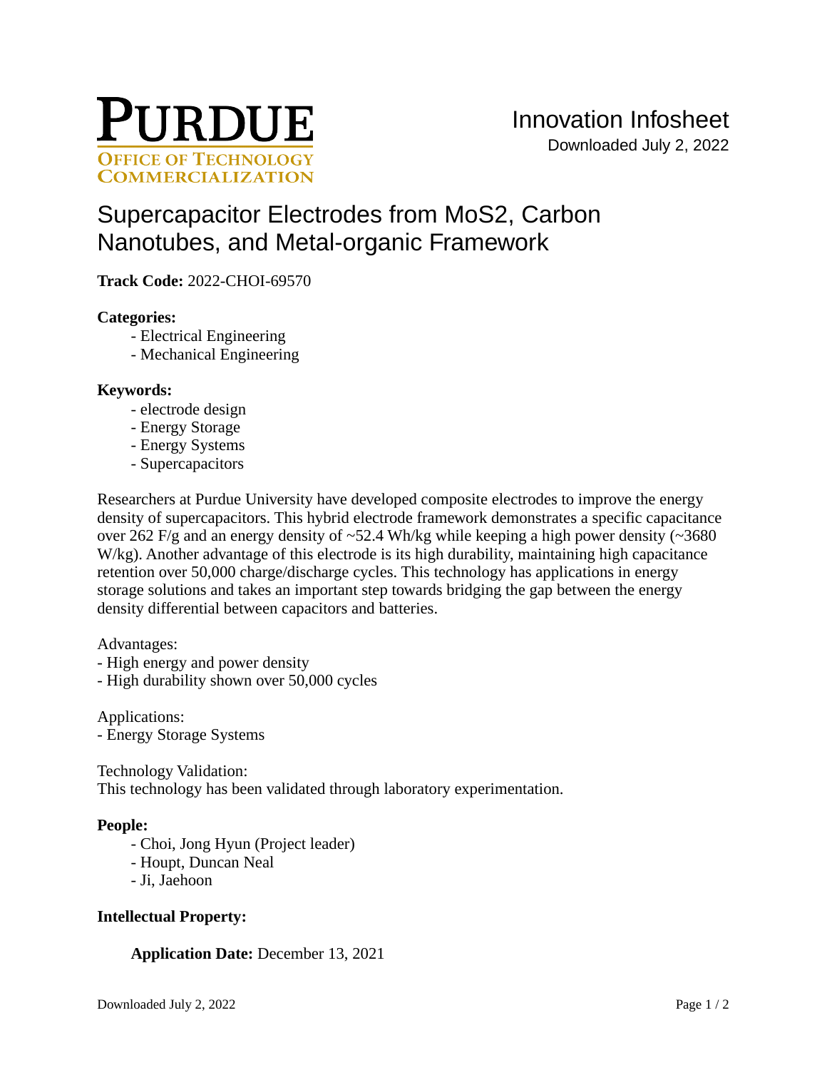# Purdue Office of Technology Commercialization

Innovation Infosheet

Downloaded July 2, 2022

## Supercapacitor Electrodes from $MoS_2$, Carbon Nanotubes, and Metal-organic Framework

**Track Code:** 2022-CHOI-69570

**Categories:**

- Electrical Engineering
- Mechanical Engineering

**Keywords:**

- electrode design
- Energy Storage
- Energy Systems
- Supercapacitors

Researchers at Purdue University have developed composite electrodes to improve the energy density of supercapacitors. This hybrid electrode framework demonstrates a specific capacitance over 262 F/g and an energy density of ~52.4 Wh/kg while keeping a high power density (~3680 W/kg). Another advantage of this electrode is its high durability, maintaining high capacitance retention over 50,000 charge/discharge cycles. This technology has applications in energy storage solutions and takes an important step towards bridging the gap between the energy density differential between capacitors and batteries.

Advantages:
- High energy and power density
- High durability shown over 50,000 cycles

Applications:
- Energy Storage Systems

Technology Validation:
This technology has been validated through laboratory experimentation.

**People:**

- Choi, Jong Hyun (Project leader)
- Houpt, Duncan Neal
- Ji, Jaehoon

**Intellectual Property:**

**Application Date:** December 13, 2021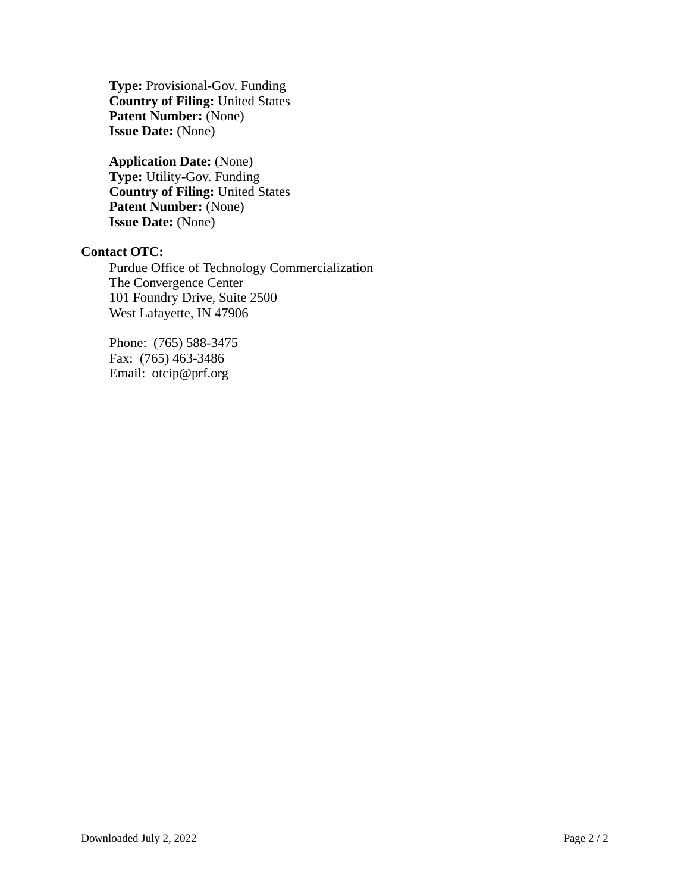**Type:** Provisional-Gov. Funding
**Country of Filing:** United States
**Patent Number:** (None)
**Issue Date:** (None)

**Application Date:** (None)
**Type:** Utility-Gov. Funding
**Country of Filing:** United States
**Patent Number:** (None)
**Issue Date:** (None)

**Contact OTC:**

Purdue Office of Technology Commercialization
The Convergence Center
101 Foundry Drive, Suite 2500
West Lafayette, IN 47906

Phone: (765) 588-3475
Fax: (765) 463-3486
Email: otcip@prf.org

Downloaded July 2, 2022